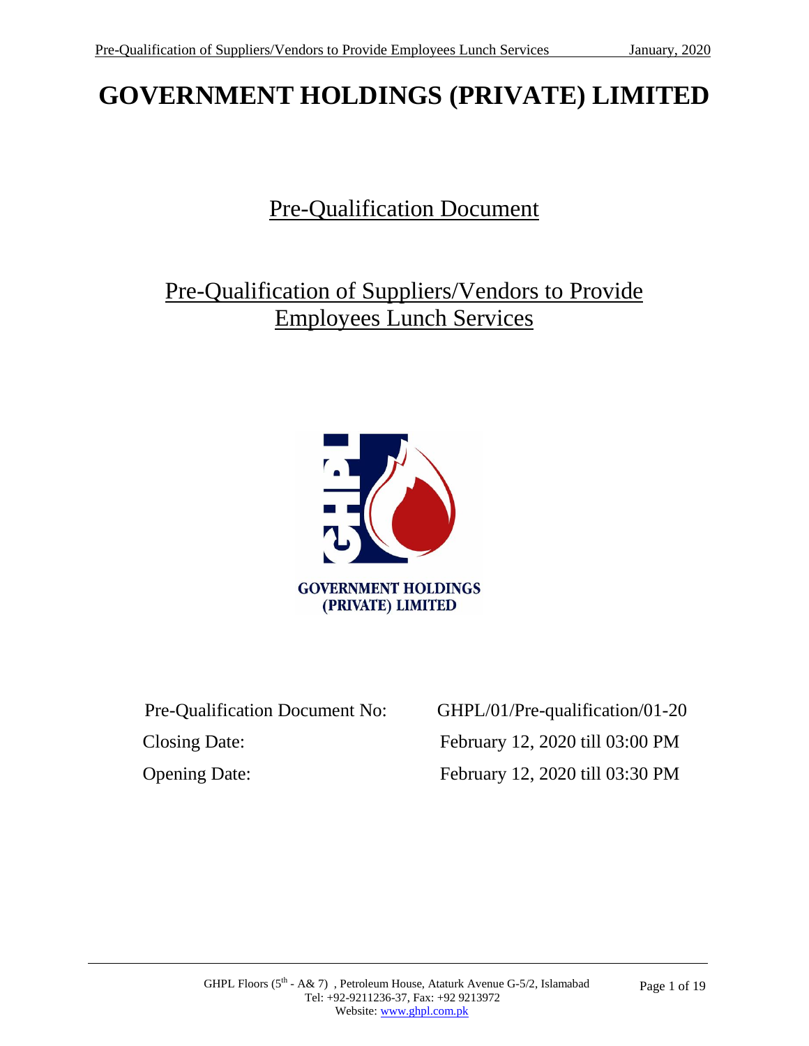# GOVERNMENT HOLDINGS (PRIVATE) LIMITED

## Pre-Qualification Document

## Pre-Qualification of Suppliers/Vendors to Provide Employees Lunch Services

GOVERNMENT HOLDINGS (PRIVATE) LIMITED

| | |
|---|---|
| Pre-Qualification Document No: | GHPL/01/Pre-qualification/01-20 |
| Closing Date: | February 12, 2020 till 03:00 PM |
| Opening Date: | February 12, 2020 till 03:30 PM |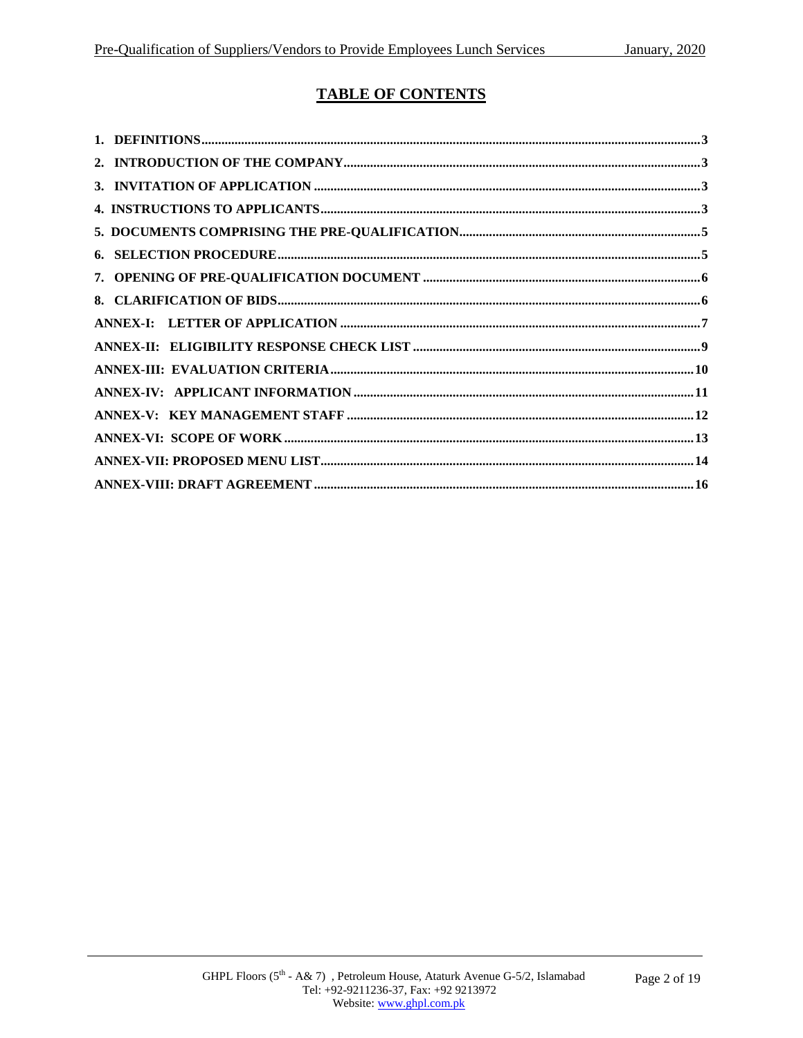# TABLE OF CONTENTS

**1. DEFINITIONS** ........ 3

**2. INTRODUCTION OF THE COMPANY** ........ 3

**3. INVITATION OF APPLICATION** ........ 3

**4. INSTRUCTIONS TO APPLICANTS** ........ 3

**5. DOCUMENTS COMPRISING THE PRE-QUALIFICATION** ........ 5

**6. SELECTION PROCEDURE** ........ 5

**7. OPENING OF PRE-QUALIFICATION DOCUMENT** ........ 6

**8. CLARIFICATION OF BIDS** ........ 6

**ANNEX-I: LETTER OF APPLICATION** ........ 7

**ANNEX-II: ELIGIBILITY RESPONSE CHECK LIST** ........ 9

**ANNEX-III: EVALUATION CRITERIA** ........ 10

**ANNEX-IV: APPLICANT INFORMATION** ........ 11

**ANNEX-V: KEY MANAGEMENT STAFF** ........ 12

**ANNEX-VI: SCOPE OF WORK** ........ 13

**ANNEX-VII: PROPOSED MENU LIST** ........ 14

**ANNEX-VIII: DRAFT AGREEMENT** ........ 16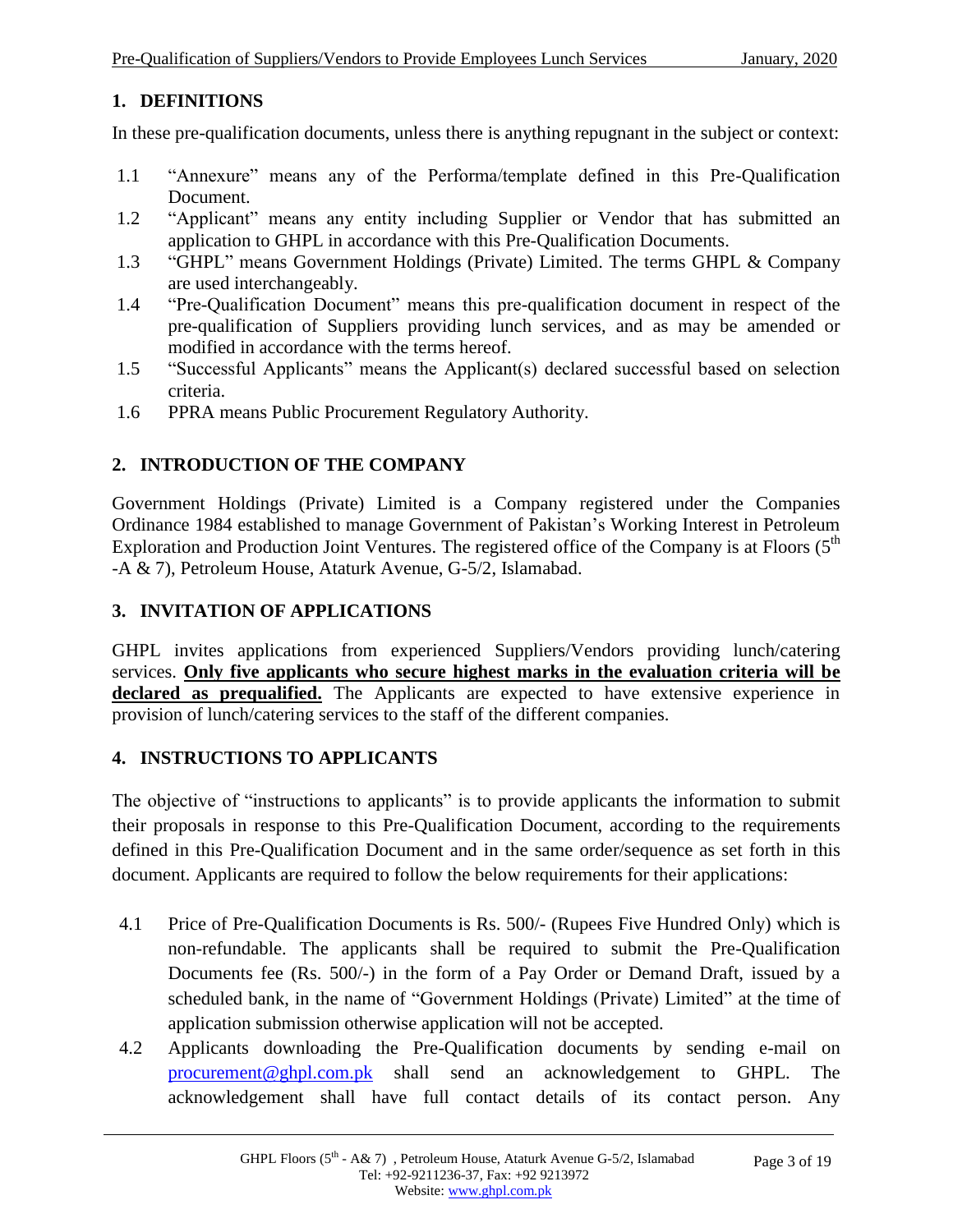## 1. DEFINITIONS

In these pre-qualification documents, unless there is anything repugnant in the subject or context:

1.1 "Annexure" means any of the Performa/template defined in this Pre-Qualification Document.

1.2 "Applicant" means any entity including Supplier or Vendor that has submitted an application to GHPL in accordance with this Pre-Qualification Documents.

1.3 "GHPL" means Government Holdings (Private) Limited. The terms GHPL & Company are used interchangeably.

1.4 "Pre-Qualification Document" means this pre-qualification document in respect of the pre-qualification of Suppliers providing lunch services, and as may be amended or modified in accordance with the terms hereof.

1.5 "Successful Applicants" means the Applicant(s) declared successful based on selection criteria.

1.6 PPRA means Public Procurement Regulatory Authority.

## 2. INTRODUCTION OF THE COMPANY

Government Holdings (Private) Limited is a Company registered under the Companies Ordinance 1984 established to manage Government of Pakistan's Working Interest in Petroleum Exploration and Production Joint Ventures. The registered office of the Company is at Floors (5th -A & 7), Petroleum House, Ataturk Avenue, G-5/2, Islamabad.

## 3. INVITATION OF APPLICATIONS

GHPL invites applications from experienced Suppliers/Vendors providing lunch/catering services. **Only five applicants who secure highest marks in the evaluation criteria will be declared as prequalified.** The Applicants are expected to have extensive experience in provision of lunch/catering services to the staff of the different companies.

## 4. INSTRUCTIONS TO APPLICANTS

The objective of "instructions to applicants" is to provide applicants the information to submit their proposals in response to this Pre-Qualification Document, according to the requirements defined in this Pre-Qualification Document and in the same order/sequence as set forth in this document. Applicants are required to follow the below requirements for their applications:

4.1 Price of Pre-Qualification Documents is Rs. 500/- (Rupees Five Hundred Only) which is non-refundable. The applicants shall be required to submit the Pre-Qualification Documents fee (Rs. 500/-) in the form of a Pay Order or Demand Draft, issued by a scheduled bank, in the name of "Government Holdings (Private) Limited" at the time of application submission otherwise application will not be accepted.

4.2 Applicants downloading the Pre-Qualification documents by sending e-mail on procurement@ghpl.com.pk shall send an acknowledgement to GHPL. The acknowledgement shall have full contact details of its contact person. Any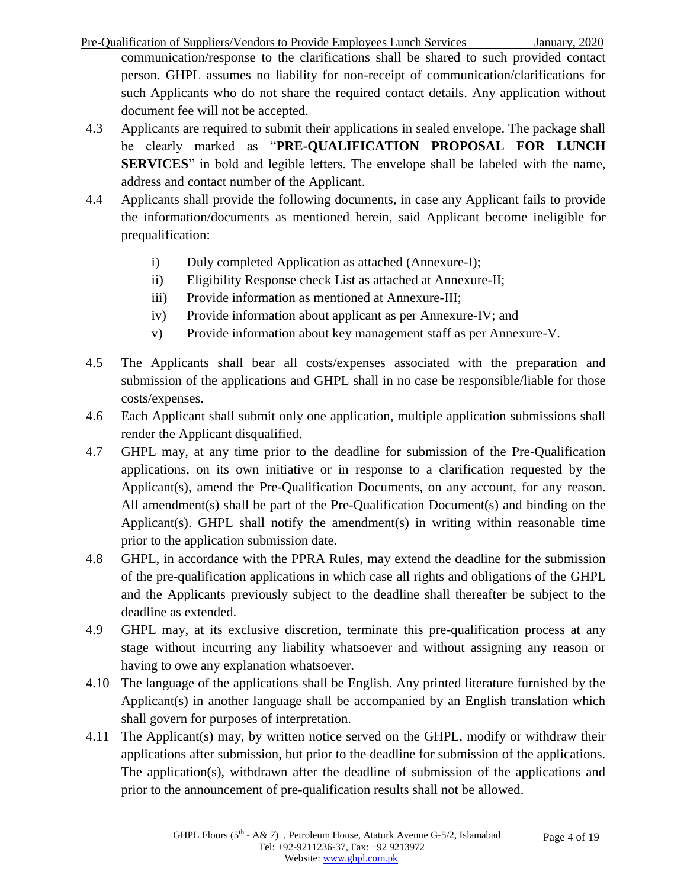communication/response to the clarifications shall be shared to such provided contact person. GHPL assumes no liability for non-receipt of communication/clarifications for such Applicants who do not share the required contact details. Any application without document fee will not be accepted.

4.3 Applicants are required to submit their applications in sealed envelope. The package shall be clearly marked as "**PRE-QUALIFICATION PROPOSAL FOR LUNCH SERVICES**" in bold and legible letters. The envelope shall be labeled with the name, address and contact number of the Applicant.

4.4 Applicants shall provide the following documents, in case any Applicant fails to provide the information/documents as mentioned herein, said Applicant become ineligible for prequalification:

- i) Duly completed Application as attached (Annexure-I);
- ii) Eligibility Response check List as attached at Annexure-II;
- iii) Provide information as mentioned at Annexure-III;
- iv) Provide information about applicant as per Annexure-IV; and
- v) Provide information about key management staff as per Annexure-V.

4.5 The Applicants shall bear all costs/expenses associated with the preparation and submission of the applications and GHPL shall in no case be responsible/liable for those costs/expenses.

4.6 Each Applicant shall submit only one application, multiple application submissions shall render the Applicant disqualified.

4.7 GHPL may, at any time prior to the deadline for submission of the Pre-Qualification applications, on its own initiative or in response to a clarification requested by the Applicant(s), amend the Pre-Qualification Documents, on any account, for any reason. All amendment(s) shall be part of the Pre-Qualification Document(s) and binding on the Applicant(s). GHPL shall notify the amendment(s) in writing within reasonable time prior to the application submission date.

4.8 GHPL, in accordance with the PPRA Rules, may extend the deadline for the submission of the pre-qualification applications in which case all rights and obligations of the GHPL and the Applicants previously subject to the deadline shall thereafter be subject to the deadline as extended.

4.9 GHPL may, at its exclusive discretion, terminate this pre-qualification process at any stage without incurring any liability whatsoever and without assigning any reason or having to owe any explanation whatsoever.

4.10 The language of the applications shall be English. Any printed literature furnished by the Applicant(s) in another language shall be accompanied by an English translation which shall govern for purposes of interpretation.

4.11 The Applicant(s) may, by written notice served on the GHPL, modify or withdraw their applications after submission, but prior to the deadline for submission of the applications. The application(s), withdrawn after the deadline of submission of the applications and prior to the announcement of pre-qualification results shall not be allowed.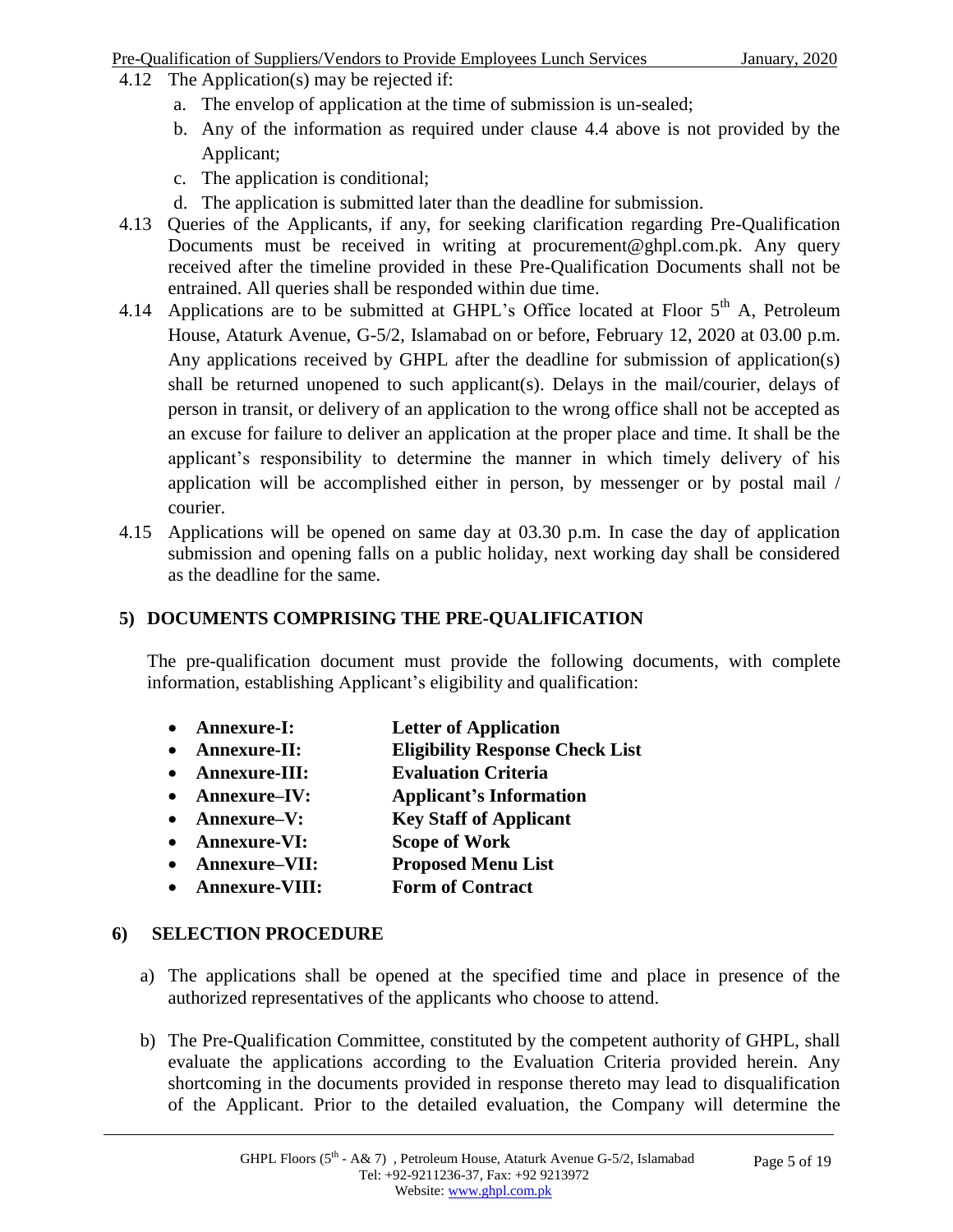4.12 The Application(s) may be rejected if:

a. The envelop of application at the time of submission is un-sealed;
b. Any of the information as required under clause 4.4 above is not provided by the Applicant;
c. The application is conditional;
d. The application is submitted later than the deadline for submission.

4.13 Queries of the Applicants, if any, for seeking clarification regarding Pre-Qualification Documents must be received in writing at procurement@ghpl.com.pk. Any query received after the timeline provided in these Pre-Qualification Documents shall not be entrained. All queries shall be responded within due time.

4.14 Applications are to be submitted at GHPL's Office located at Floor 5th A, Petroleum House, Ataturk Avenue, G-5/2, Islamabad on or before, February 12, 2020 at 03.00 p.m. Any applications received by GHPL after the deadline for submission of application(s) shall be returned unopened to such applicant(s). Delays in the mail/courier, delays of person in transit, or delivery of an application to the wrong office shall not be accepted as an excuse for failure to deliver an application at the proper place and time. It shall be the applicant's responsibility to determine the manner in which timely delivery of his application will be accomplished either in person, by messenger or by postal mail / courier.

4.15 Applications will be opened on same day at 03.30 p.m. In case the day of application submission and opening falls on a public holiday, next working day shall be considered as the deadline for the same.

## 5) DOCUMENTS COMPRISING THE PRE-QUALIFICATION

The pre-qualification document must provide the following documents, with complete information, establishing Applicant's eligibility and qualification:

- **Annexure-I:** **Letter of Application**
- **Annexure-II:** **Eligibility Response Check List**
- **Annexure-III:** **Evaluation Criteria**
- **Annexure–IV:** **Applicant's Information**
- **Annexure–V:** **Key Staff of Applicant**
- **Annexure-VI:** **Scope of Work**
- **Annexure–VII:** **Proposed Menu List**
- **Annexure-VIII:** **Form of Contract**

## 6) SELECTION PROCEDURE

a) The applications shall be opened at the specified time and place in presence of the authorized representatives of the applicants who choose to attend.

b) The Pre-Qualification Committee, constituted by the competent authority of GHPL, shall evaluate the applications according to the Evaluation Criteria provided herein. Any shortcoming in the documents provided in response thereto may lead to disqualification of the Applicant. Prior to the detailed evaluation, the Company will determine the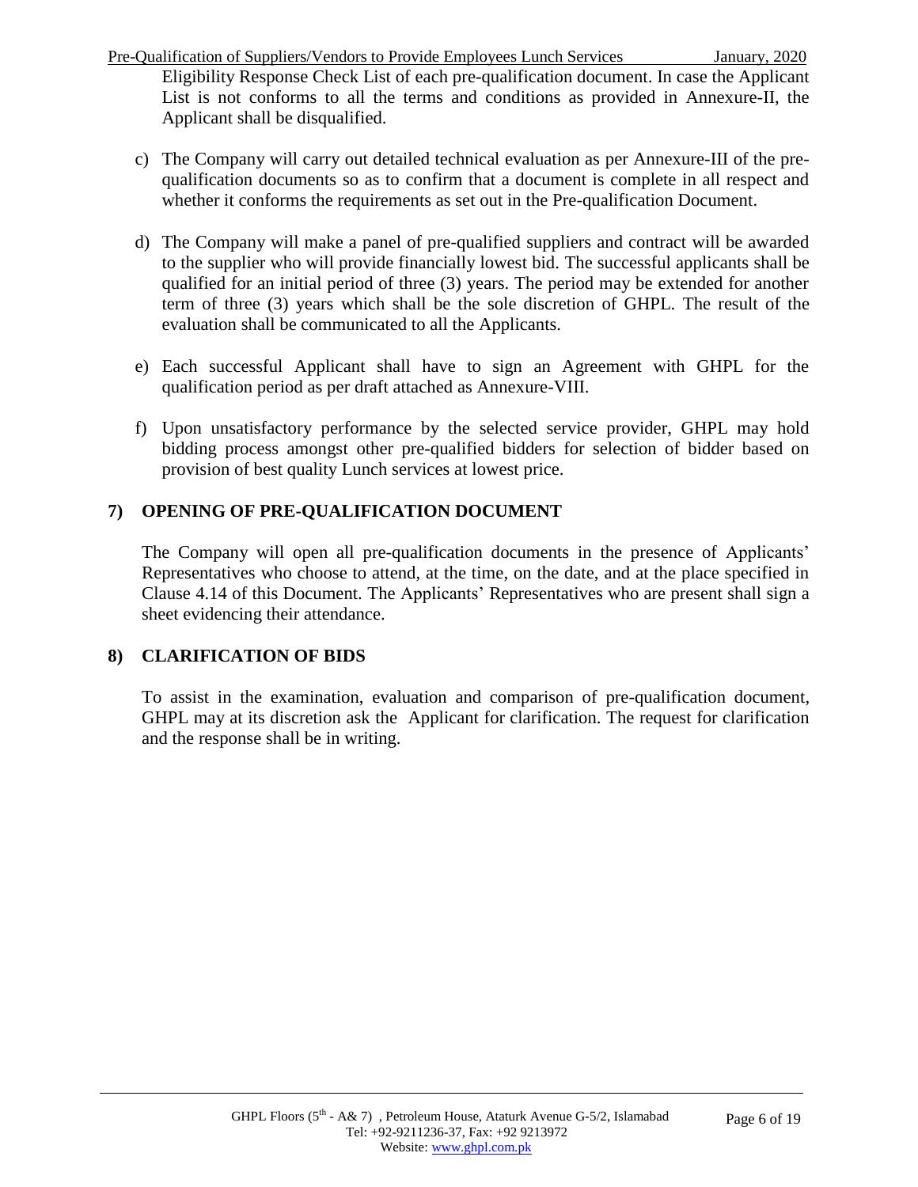Eligibility Response Check List of each pre-qualification document. In case the Applicant List is not conforms to all the terms and conditions as provided in Annexure-II, the Applicant shall be disqualified.

c) The Company will carry out detailed technical evaluation as per Annexure-III of the pre-qualification documents so as to confirm that a document is complete in all respect and whether it conforms the requirements as set out in the Pre-qualification Document.

d) The Company will make a panel of pre-qualified suppliers and contract will be awarded to the supplier who will provide financially lowest bid. The successful applicants shall be qualified for an initial period of three (3) years. The period may be extended for another term of three (3) years which shall be the sole discretion of GHPL. The result of the evaluation shall be communicated to all the Applicants.

e) Each successful Applicant shall have to sign an Agreement with GHPL for the qualification period as per draft attached as Annexure-VIII.

f) Upon unsatisfactory performance by the selected service provider, GHPL may hold bidding process amongst other pre-qualified bidders for selection of bidder based on provision of best quality Lunch services at lowest price.

## 7) OPENING OF PRE-QUALIFICATION DOCUMENT

The Company will open all pre-qualification documents in the presence of Applicants' Representatives who choose to attend, at the time, on the date, and at the place specified in Clause 4.14 of this Document. The Applicants' Representatives who are present shall sign a sheet evidencing their attendance.

## 8) CLARIFICATION OF BIDS

To assist in the examination, evaluation and comparison of pre-qualification document, GHPL may at its discretion ask the Applicant for clarification. The request for clarification and the response shall be in writing.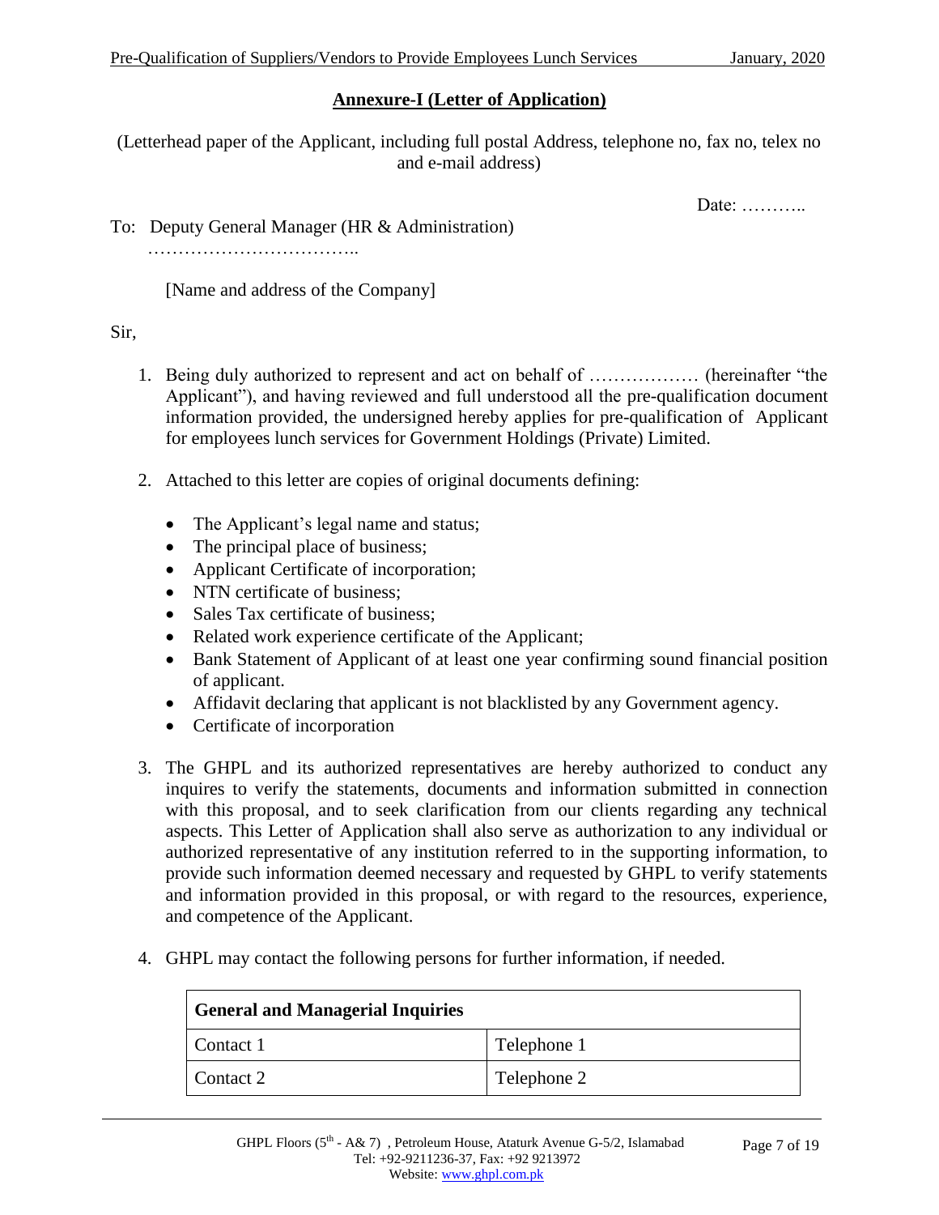## Annexure-I (Letter of Application)

(Letterhead paper of the Applicant, including full postal Address, telephone no, fax no, telex no and e-mail address)

Date: ………..

To: Deputy General Manager (HR & Administration)
……………………………..

[Name and address of the Company]

Sir,

1. Being duly authorized to represent and act on behalf of ……………… (hereinafter "the Applicant"), and having reviewed and full understood all the pre-qualification document information provided, the undersigned hereby applies for pre-qualification of Applicant for employees lunch services for Government Holdings (Private) Limited.

2. Attached to this letter are copies of original documents defining:

   - The Applicant's legal name and status;
   - The principal place of business;
   - Applicant Certificate of incorporation;
   - NTN certificate of business;
   - Sales Tax certificate of business;
   - Related work experience certificate of the Applicant;
   - Bank Statement of Applicant of at least one year confirming sound financial position of applicant.
   - Affidavit declaring that applicant is not blacklisted by any Government agency.
   - Certificate of incorporation

3. The GHPL and its authorized representatives are hereby authorized to conduct any inquires to verify the statements, documents and information submitted in connection with this proposal, and to seek clarification from our clients regarding any technical aspects. This Letter of Application shall also serve as authorization to any individual or authorized representative of any institution referred to in the supporting information, to provide such information deemed necessary and requested by GHPL to verify statements and information provided in this proposal, or with regard to the resources, experience, and competence of the Applicant.

4. GHPL may contact the following persons for further information, if needed.

| **General and Managerial Inquiries** | |
|---|---|
| Contact 1 | Telephone 1 |
| Contact 2 | Telephone 2 |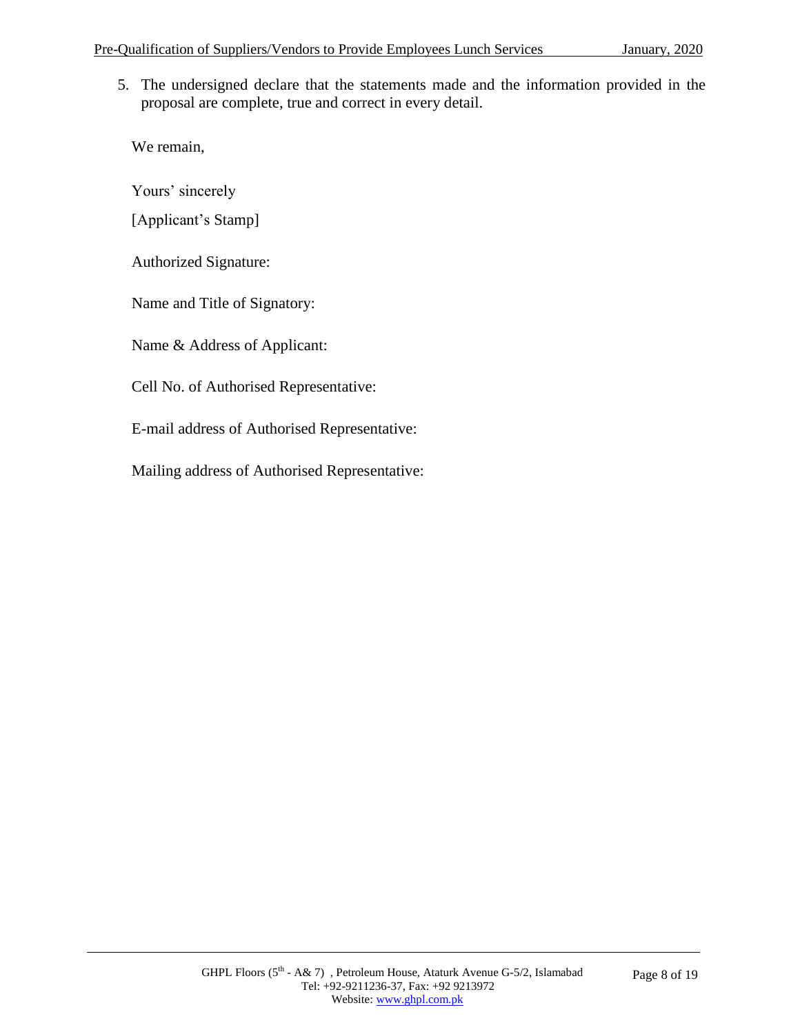5. The undersigned declare that the statements made and the information provided in the proposal are complete, true and correct in every detail.

We remain,

Yours' sincerely

[Applicant's Stamp]

Authorized Signature:

Name and Title of Signatory:

Name & Address of Applicant:

Cell No. of Authorised Representative:

E-mail address of Authorised Representative:

Mailing address of Authorised Representative: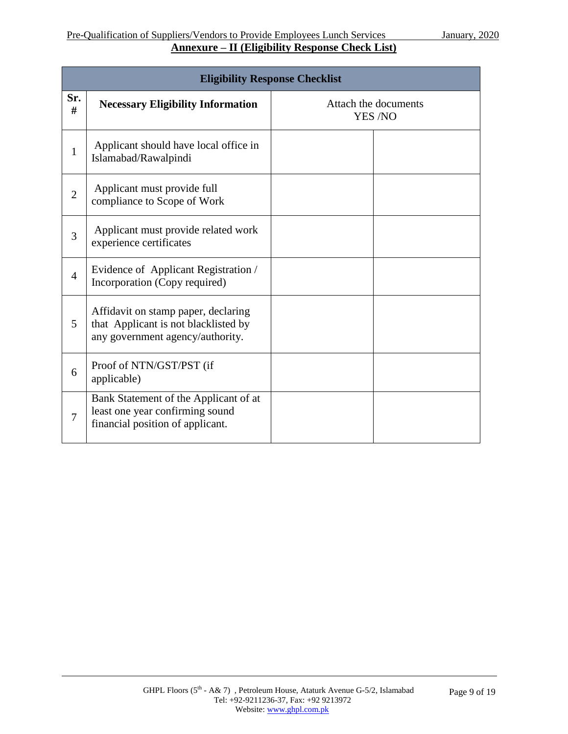## Annexure – II (Eligibility Response Check List)

| Eligibility Response Checklist | | | |
|---|---|---|---|
| Sr. # | Necessary Eligibility Information | Attach the documents YES /NO | |
| 1 | Applicant should have local office in Islamabad/Rawalpindi | | |
| 2 | Applicant must provide full compliance to Scope of Work | | |
| 3 | Applicant must provide related work experience certificates | | |
| 4 | Evidence of Applicant Registration / Incorporation (Copy required) | | |
| 5 | Affidavit on stamp paper, declaring that Applicant is not blacklisted by any government agency/authority. | | |
| 6 | Proof of NTN/GST/PST (if applicable) | | |
| 7 | Bank Statement of the Applicant of at least one year confirming sound financial position of applicant. | | |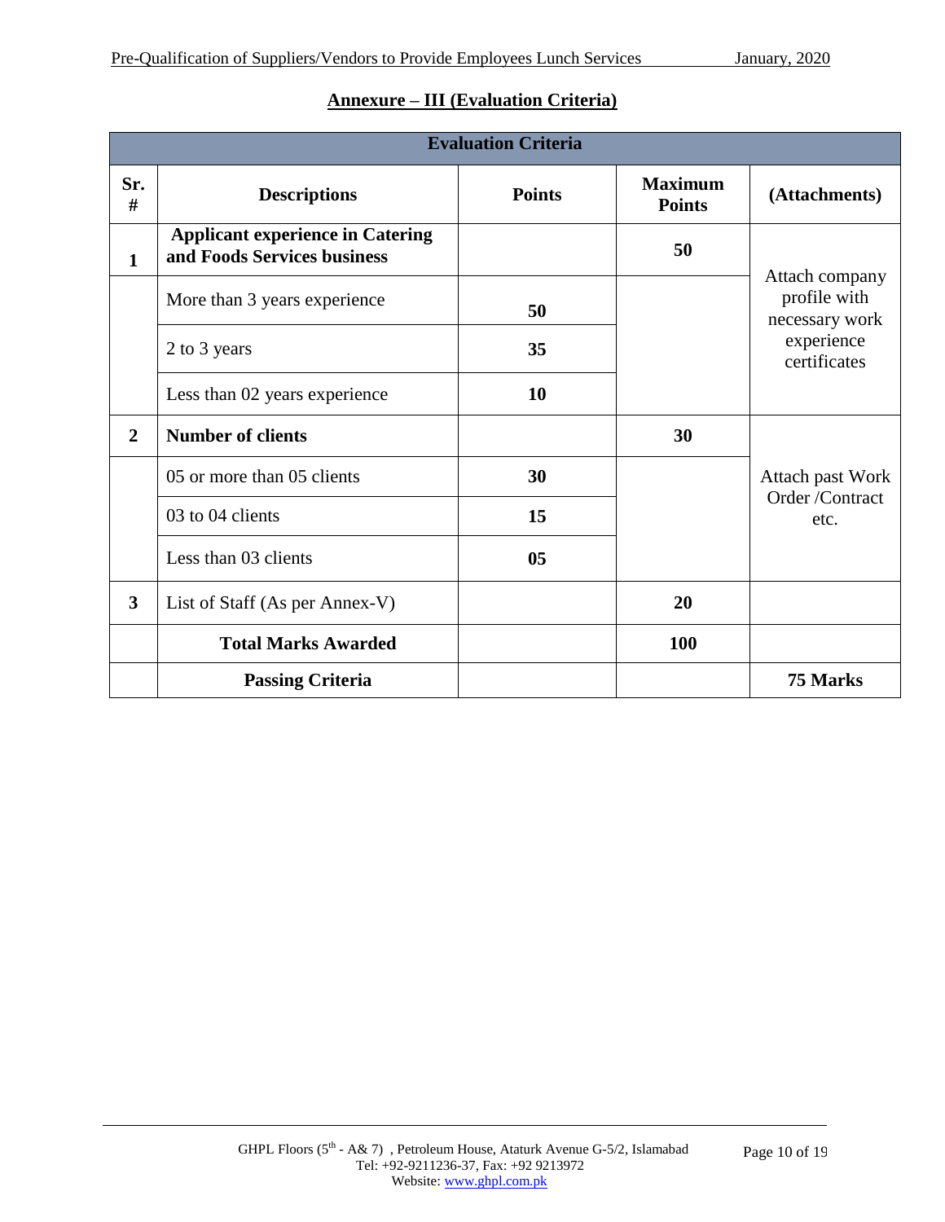## Annexure – III (Evaluation Criteria)

| Evaluation Criteria | | | | |
|---|---|---|---|---|
| **Sr. #** | **Descriptions** | **Points** | **Maximum Points** | **(Attachments)** |
| **1** | **Applicant experience in Catering and Foods Services business** | | **50** | Attach company profile with necessary work experience certificates |
| | More than 3 years experience | **50** | | |
| | 2 to 3 years | **35** | | |
| | Less than 02 years experience | **10** | | |
| **2** | **Number of clients** | | **30** | Attach past Work Order /Contract etc. |
| | 05 or more than 05 clients | **30** | | |
| | 03 to 04 clients | **15** | | |
| | Less than 03 clients | **05** | | |
| **3** | List of Staff (As per Annex-V) | | **20** | |
| | **Total Marks Awarded** | | **100** | |
| | **Passing Criteria** | | | **75 Marks** |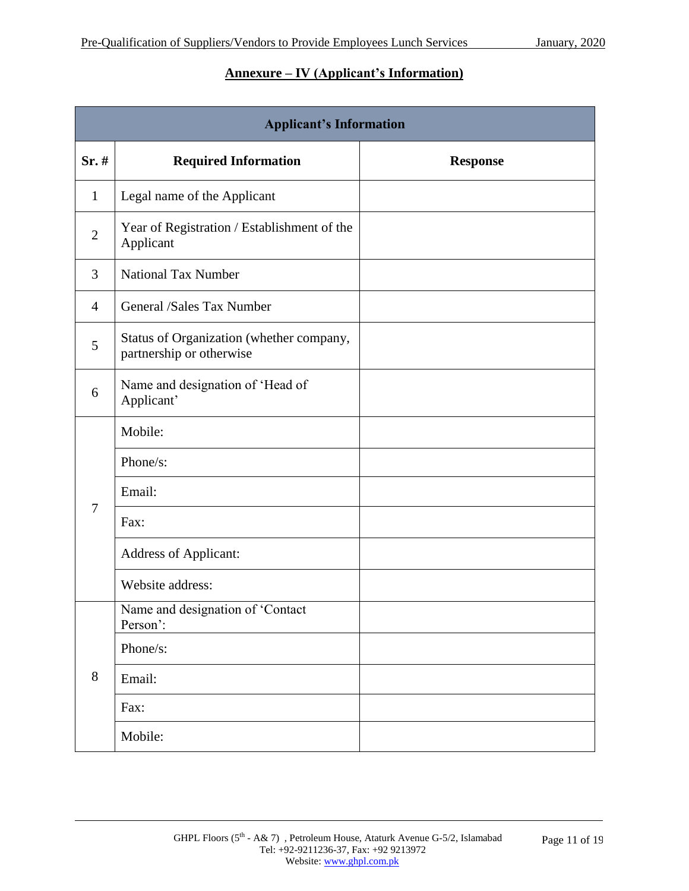## Annexure – IV (Applicant's Information)

| Applicant's Information | | |
|---|---|---|
| **Sr. #** | **Required Information** | **Response** |
| 1 | Legal name of the Applicant | |
| 2 | Year of Registration / Establishment of the Applicant | |
| 3 | National Tax Number | |
| 4 | General /Sales Tax Number | |
| 5 | Status of Organization (whether company, partnership or otherwise | |
| 6 | Name and designation of 'Head of Applicant' | |
| 7 | Mobile: | |
| | Phone/s: | |
| | Email: | |
| | Fax: | |
| | Address of Applicant: | |
| | Website address: | |
| 8 | Name and designation of 'Contact Person': | |
| | Phone/s: | |
| | Email: | |
| | Fax: | |
| | Mobile: | |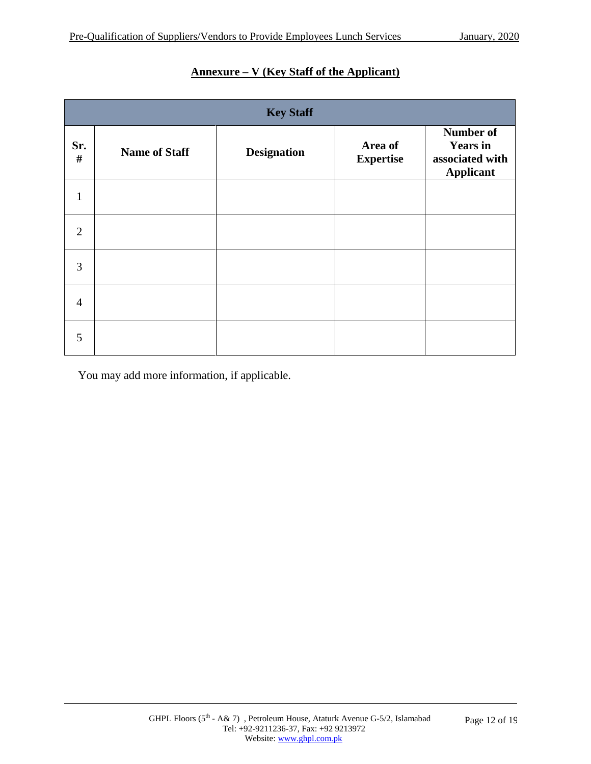## Annexure – V (Key Staff of the Applicant)

| Key Staff | | | | |
|---|---|---|---|---|
| **Sr. #** | **Name of Staff** | **Designation** | **Area of Expertise** | **Number of Years in associated with Applicant** |
| 1 | | | | |
| 2 | | | | |
| 3 | | | | |
| 4 | | | | |
| 5 | | | | |

You may add more information, if applicable.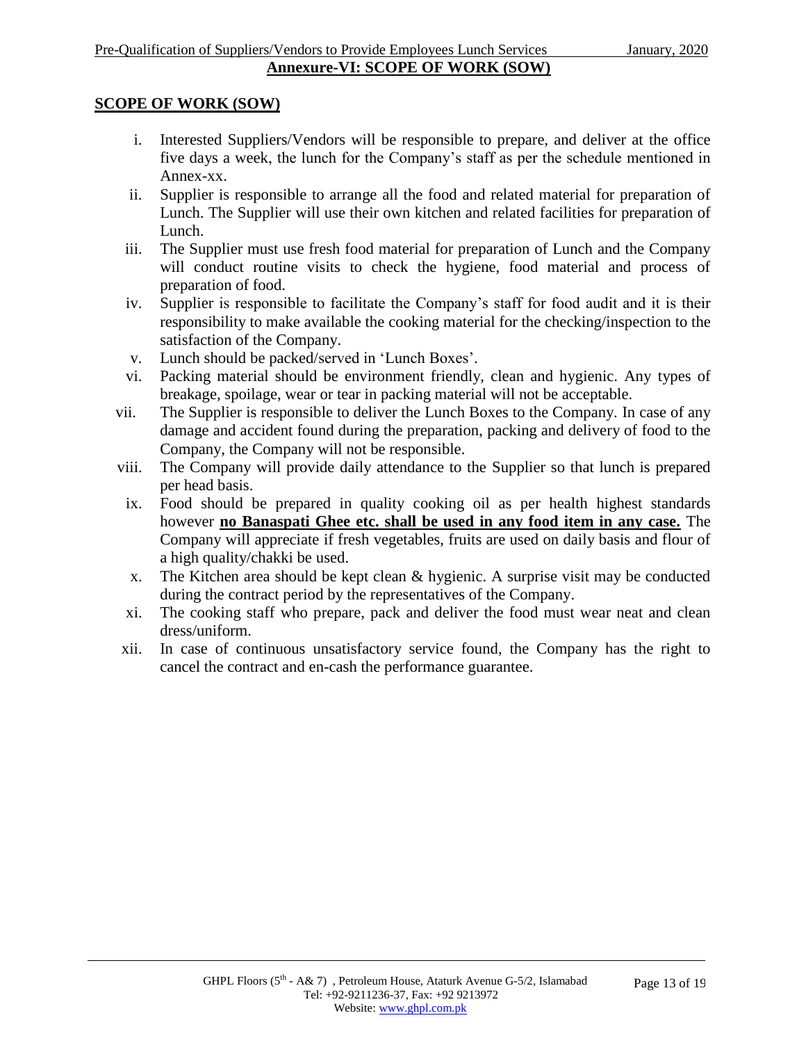## Annexure-VI: SCOPE OF WORK (SOW)

### SCOPE OF WORK (SOW)

i. Interested Suppliers/Vendors will be responsible to prepare, and deliver at the office five days a week, the lunch for the Company's staff as per the schedule mentioned in Annex-xx.

ii. Supplier is responsible to arrange all the food and related material for preparation of Lunch. The Supplier will use their own kitchen and related facilities for preparation of Lunch.

iii. The Supplier must use fresh food material for preparation of Lunch and the Company will conduct routine visits to check the hygiene, food material and process of preparation of food.

iv. Supplier is responsible to facilitate the Company's staff for food audit and it is their responsibility to make available the cooking material for the checking/inspection to the satisfaction of the Company.

v. Lunch should be packed/served in 'Lunch Boxes'.

vi. Packing material should be environment friendly, clean and hygienic. Any types of breakage, spoilage, wear or tear in packing material will not be acceptable.

vii. The Supplier is responsible to deliver the Lunch Boxes to the Company. In case of any damage and accident found during the preparation, packing and delivery of food to the Company, the Company will not be responsible.

viii. The Company will provide daily attendance to the Supplier so that lunch is prepared per head basis.

ix. Food should be prepared in quality cooking oil as per health highest standards however **no Banaspati Ghee etc. shall be used in any food item in any case.** The Company will appreciate if fresh vegetables, fruits are used on daily basis and flour of a high quality/chakki be used.

x. The Kitchen area should be kept clean & hygienic. A surprise visit may be conducted during the contract period by the representatives of the Company.

xi. The cooking staff who prepare, pack and deliver the food must wear neat and clean dress/uniform.

xii. In case of continuous unsatisfactory service found, the Company has the right to cancel the contract and en-cash the performance guarantee.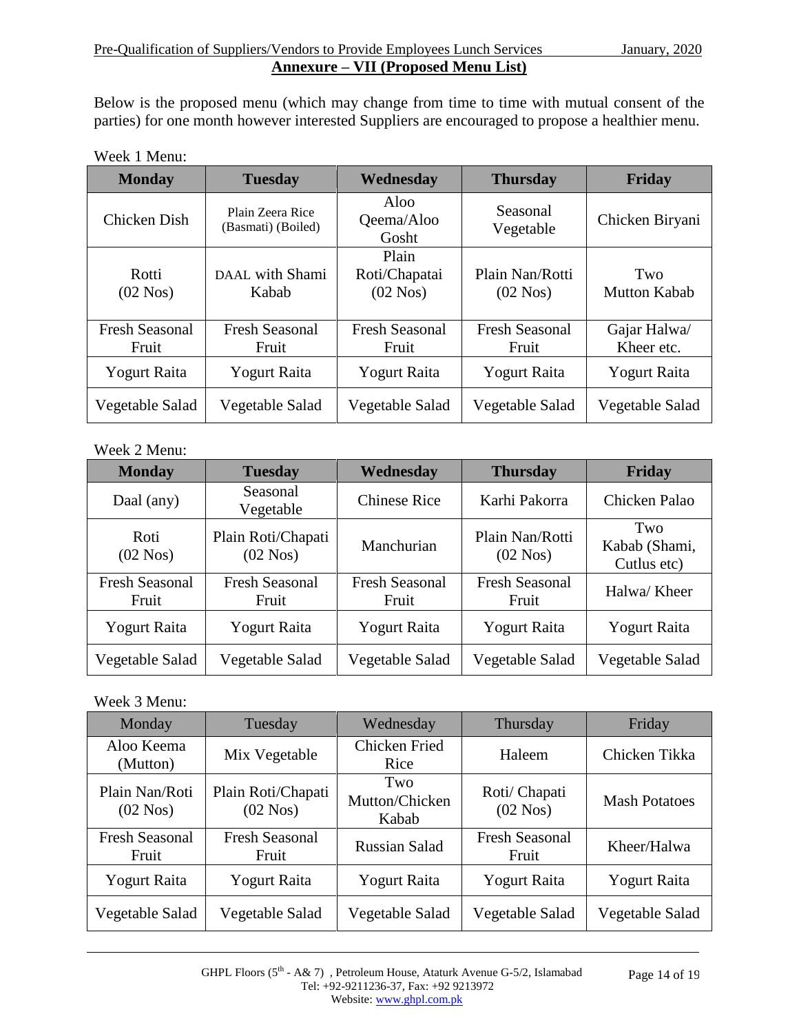## Annexure – VII (Proposed Menu List)

Below is the proposed menu (which may change from time to time with mutual consent of the parties) for one month however interested Suppliers are encouraged to propose a healthier menu.

Week 1 Menu:

| Monday | Tuesday | Wednesday | Thursday | Friday |
|---|---|---|---|---|
| Chicken Dish | Plain Zeera Rice (Basmati) (Boiled) | Aloo Qeema/Aloo Gosht | Seasonal Vegetable | Chicken Biryani |
| Rotti (02 Nos) | DAAL with Shami Kabab | Plain Roti/Chapatai (02 Nos) | Plain Nan/Rotti (02 Nos) | Two Mutton Kabab |
| Fresh Seasonal Fruit | Fresh Seasonal Fruit | Fresh Seasonal Fruit | Fresh Seasonal Fruit | Gajar Halwa/ Kheer etc. |
| Yogurt Raita | Yogurt Raita | Yogurt Raita | Yogurt Raita | Yogurt Raita |
| Vegetable Salad | Vegetable Salad | Vegetable Salad | Vegetable Salad | Vegetable Salad |

Week 2 Menu:

| Monday | Tuesday | Wednesday | Thursday | Friday |
|---|---|---|---|---|
| Daal (any) | Seasonal Vegetable | Chinese Rice | Karhi Pakorra | Chicken Palao |
| Roti (02 Nos) | Plain Roti/Chapati (02 Nos) | Manchurian | Plain Nan/Rotti (02 Nos) | Two Kabab (Shami, Cutlus etc) |
| Fresh Seasonal Fruit | Fresh Seasonal Fruit | Fresh Seasonal Fruit | Fresh Seasonal Fruit | Halwa/ Kheer |
| Yogurt Raita | Yogurt Raita | Yogurt Raita | Yogurt Raita | Yogurt Raita |
| Vegetable Salad | Vegetable Salad | Vegetable Salad | Vegetable Salad | Vegetable Salad |

Week 3 Menu:

| Monday | Tuesday | Wednesday | Thursday | Friday |
|---|---|---|---|---|
| Aloo Keema (Mutton) | Mix Vegetable | Chicken Fried Rice | Haleem | Chicken Tikka |
| Plain Nan/Roti (02 Nos) | Plain Roti/Chapati (02 Nos) | Two Mutton/Chicken Kabab | Roti/ Chapati (02 Nos) | Mash Potatoes |
| Fresh Seasonal Fruit | Fresh Seasonal Fruit | Russian Salad | Fresh Seasonal Fruit | Kheer/Halwa |
| Yogurt Raita | Yogurt Raita | Yogurt Raita | Yogurt Raita | Yogurt Raita |
| Vegetable Salad | Vegetable Salad | Vegetable Salad | Vegetable Salad | Vegetable Salad |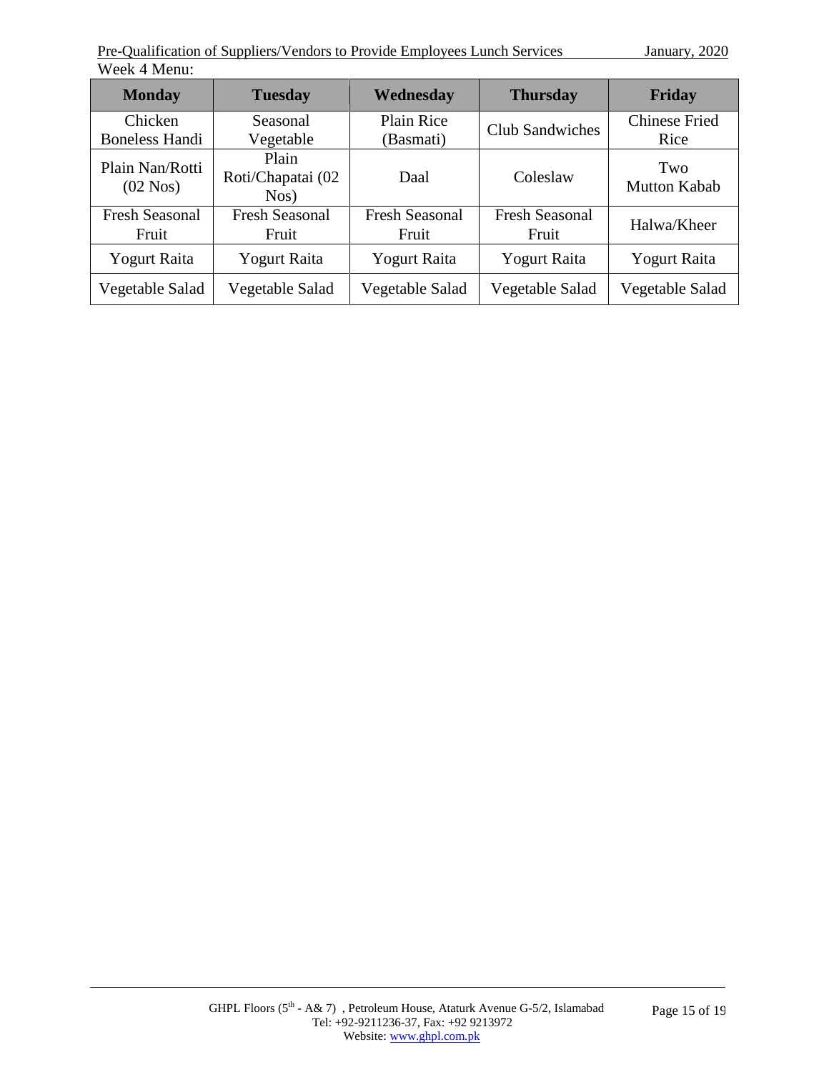Week 4 Menu:

| Monday | Tuesday | Wednesday | Thursday | Friday |
|---|---|---|---|---|
| Chicken Boneless Handi | Seasonal Vegetable | Plain Rice (Basmati) | Club Sandwiches | Chinese Fried Rice |
| Plain Nan/Rotti (02 Nos) | Plain Roti/Chapatai (02 Nos) | Daal | Coleslaw | Two Mutton Kabab |
| Fresh Seasonal Fruit | Fresh Seasonal Fruit | Fresh Seasonal Fruit | Fresh Seasonal Fruit | Halwa/Kheer |
| Yogurt Raita | Yogurt Raita | Yogurt Raita | Yogurt Raita | Yogurt Raita |
| Vegetable Salad | Vegetable Salad | Vegetable Salad | Vegetable Salad | Vegetable Salad |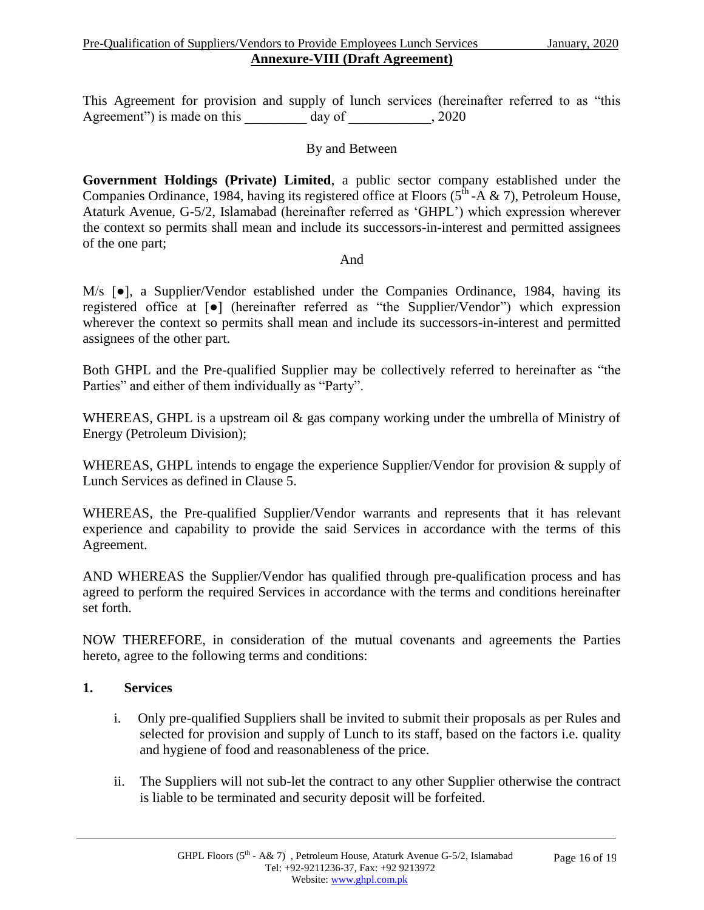**Annexure-VIII (Draft Agreement)**

This Agreement for provision and supply of lunch services (hereinafter referred to as "this Agreement") is made on this _________ day of ___________, 2020

By and Between

**Government Holdings (Private) Limited**, a public sector company established under the Companies Ordinance, 1984, having its registered office at Floors (5th -A & 7), Petroleum House, Ataturk Avenue, G-5/2, Islamabad (hereinafter referred as 'GHPL') which expression wherever the context so permits shall mean and include its successors-in-interest and permitted assignees of the one part;

And

M/s [●], a Supplier/Vendor established under the Companies Ordinance, 1984, having its registered office at [●] (hereinafter referred as "the Supplier/Vendor") which expression wherever the context so permits shall mean and include its successors-in-interest and permitted assignees of the other part.

Both GHPL and the Pre-qualified Supplier may be collectively referred to hereinafter as "the Parties" and either of them individually as "Party".

WHEREAS, GHPL is a upstream oil & gas company working under the umbrella of Ministry of Energy (Petroleum Division);

WHEREAS, GHPL intends to engage the experience Supplier/Vendor for provision & supply of Lunch Services as defined in Clause 5.

WHEREAS, the Pre-qualified Supplier/Vendor warrants and represents that it has relevant experience and capability to provide the said Services in accordance with the terms of this Agreement.

AND WHEREAS the Supplier/Vendor has qualified through pre-qualification process and has agreed to perform the required Services in accordance with the terms and conditions hereinafter set forth.

NOW THEREFORE, in consideration of the mutual covenants and agreements the Parties hereto, agree to the following terms and conditions:

## 1. Services

i. Only pre-qualified Suppliers shall be invited to submit their proposals as per Rules and selected for provision and supply of Lunch to its staff, based on the factors i.e. quality and hygiene of food and reasonableness of the price.

ii. The Suppliers will not sub-let the contract to any other Supplier otherwise the contract is liable to be terminated and security deposit will be forfeited.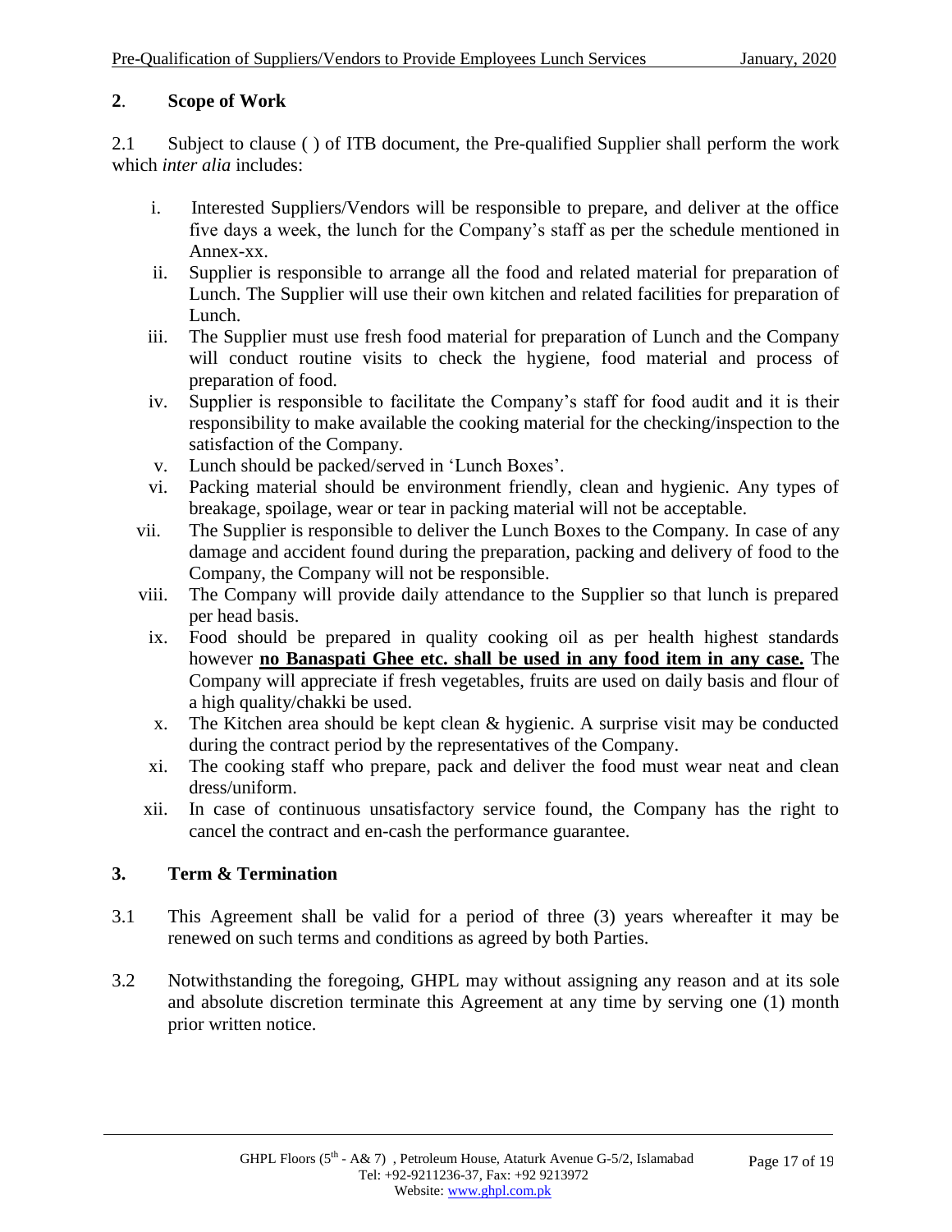## 2. Scope of Work

2.1 Subject to clause ( ) of ITB document, the Pre-qualified Supplier shall perform the work which *inter alia* includes:

i. Interested Suppliers/Vendors will be responsible to prepare, and deliver at the office five days a week, the lunch for the Company's staff as per the schedule mentioned in Annex-xx.
ii. Supplier is responsible to arrange all the food and related material for preparation of Lunch. The Supplier will use their own kitchen and related facilities for preparation of Lunch.
iii. The Supplier must use fresh food material for preparation of Lunch and the Company will conduct routine visits to check the hygiene, food material and process of preparation of food.
iv. Supplier is responsible to facilitate the Company's staff for food audit and it is their responsibility to make available the cooking material for the checking/inspection to the satisfaction of the Company.
v. Lunch should be packed/served in 'Lunch Boxes'.
vi. Packing material should be environment friendly, clean and hygienic. Any types of breakage, spoilage, wear or tear in packing material will not be acceptable.
vii. The Supplier is responsible to deliver the Lunch Boxes to the Company. In case of any damage and accident found during the preparation, packing and delivery of food to the Company, the Company will not be responsible.
viii. The Company will provide daily attendance to the Supplier so that lunch is prepared per head basis.
ix. Food should be prepared in quality cooking oil as per health highest standards however **<u>no Banaspati Ghee etc. shall be used in any food item in any case.</u>** The Company will appreciate if fresh vegetables, fruits are used on daily basis and flour of a high quality/chakki be used.
x. The Kitchen area should be kept clean & hygienic. A surprise visit may be conducted during the contract period by the representatives of the Company.
xi. The cooking staff who prepare, pack and deliver the food must wear neat and clean dress/uniform.
xii. In case of continuous unsatisfactory service found, the Company has the right to cancel the contract and en-cash the performance guarantee.

## 3. Term & Termination

3.1 This Agreement shall be valid for a period of three (3) years whereafter it may be renewed on such terms and conditions as agreed by both Parties.

3.2 Notwithstanding the foregoing, GHPL may without assigning any reason and at its sole and absolute discretion terminate this Agreement at any time by serving one (1) month prior written notice.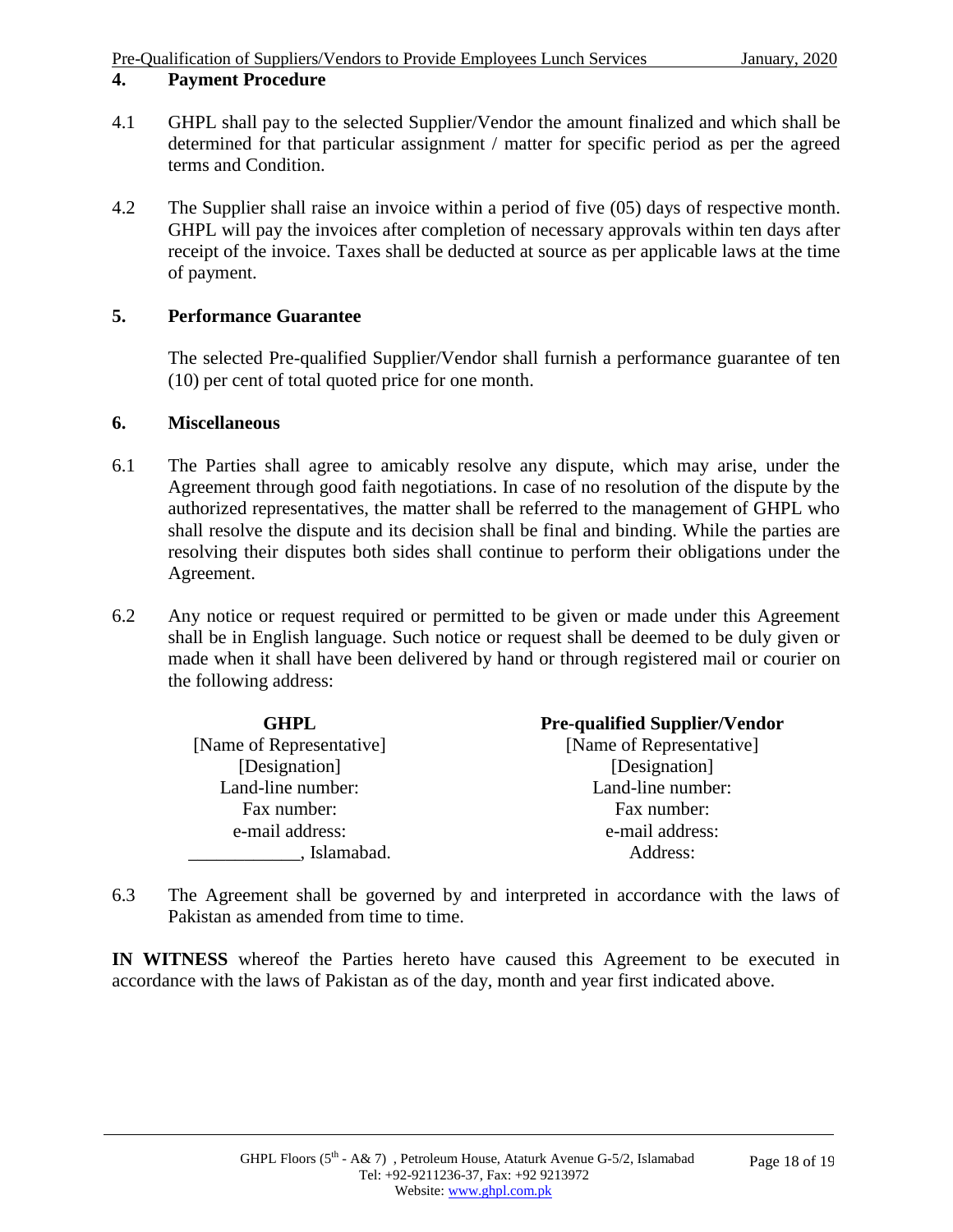## 4. Payment Procedure

4.1 GHPL shall pay to the selected Supplier/Vendor the amount finalized and which shall be determined for that particular assignment / matter for specific period as per the agreed terms and Condition.

4.2 The Supplier shall raise an invoice within a period of five (05) days of respective month. GHPL will pay the invoices after completion of necessary approvals within ten days after receipt of the invoice. Taxes shall be deducted at source as per applicable laws at the time of payment.

## 5. Performance Guarantee

The selected Pre-qualified Supplier/Vendor shall furnish a performance guarantee of ten (10) per cent of total quoted price for one month.

## 6. Miscellaneous

6.1 The Parties shall agree to amicably resolve any dispute, which may arise, under the Agreement through good faith negotiations. In case of no resolution of the dispute by the authorized representatives, the matter shall be referred to the management of GHPL who shall resolve the dispute and its decision shall be final and binding. While the parties are resolving their disputes both sides shall continue to perform their obligations under the Agreement.

6.2 Any notice or request required or permitted to be given or made under this Agreement shall be in English language. Such notice or request shall be deemed to be duly given or made when it shall have been delivered by hand or through registered mail or courier on the following address:

| **GHPL** | **Pre-qualified Supplier/Vendor** |
|---|---|
| [Name of Representative] | [Name of Representative] |
| [Designation] | [Designation] |
| Land-line number: | Land-line number: |
| Fax number: | Fax number: |
| e-mail address: | e-mail address: |
| ____________, Islamabad. | Address: |

6.3 The Agreement shall be governed by and interpreted in accordance with the laws of Pakistan as amended from time to time.

**IN WITNESS** whereof the Parties hereto have caused this Agreement to be executed in accordance with the laws of Pakistan as of the day, month and year first indicated above.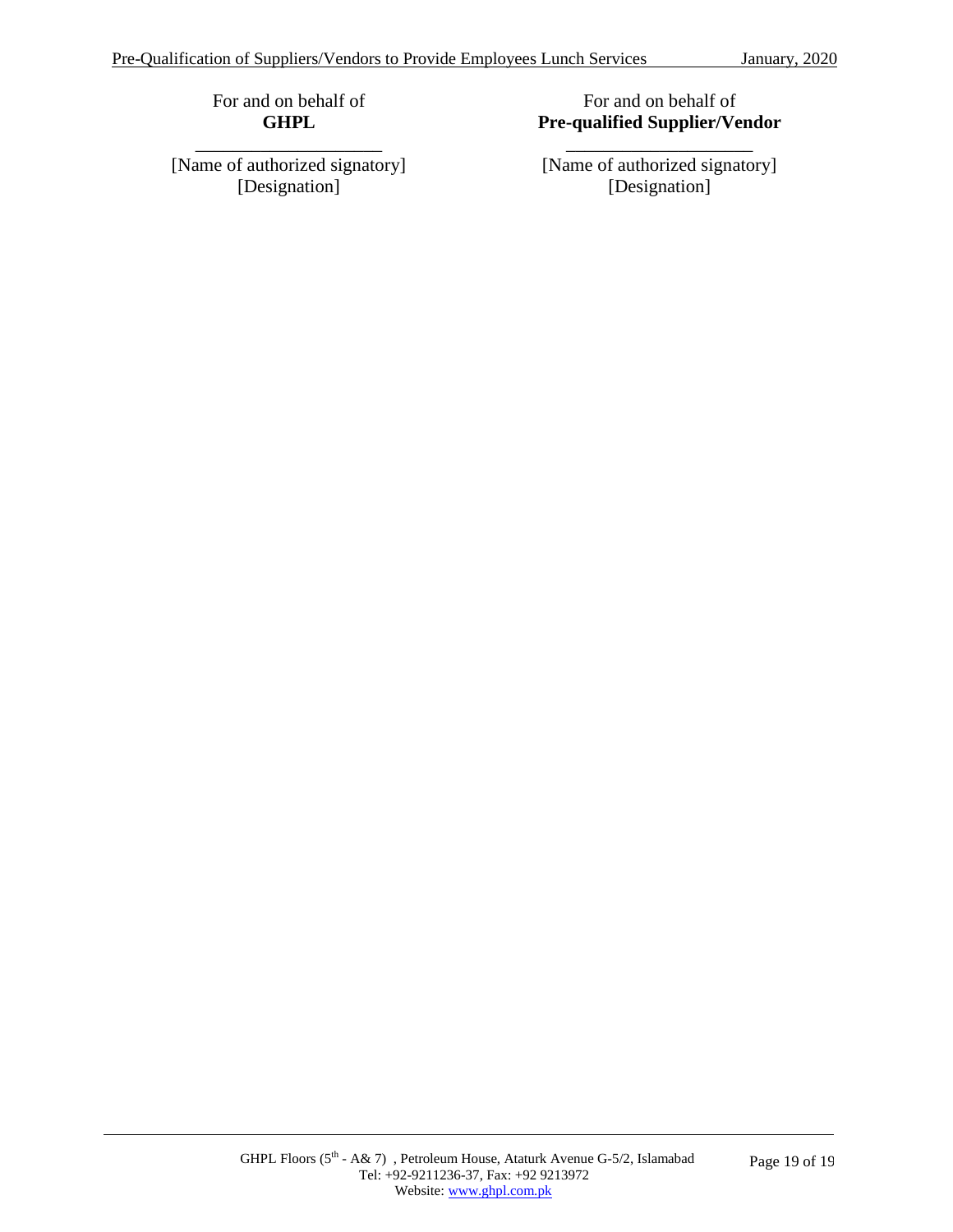| | |
|---|---|
| For and on behalf of<br>**GHPL** | For and on behalf of<br>**Pre-qualified Supplier/Vendor** |
| ____________________<br>[Name of authorized signatory]<br>[Designation] | ____________________<br>[Name of authorized signatory]<br>[Designation] |